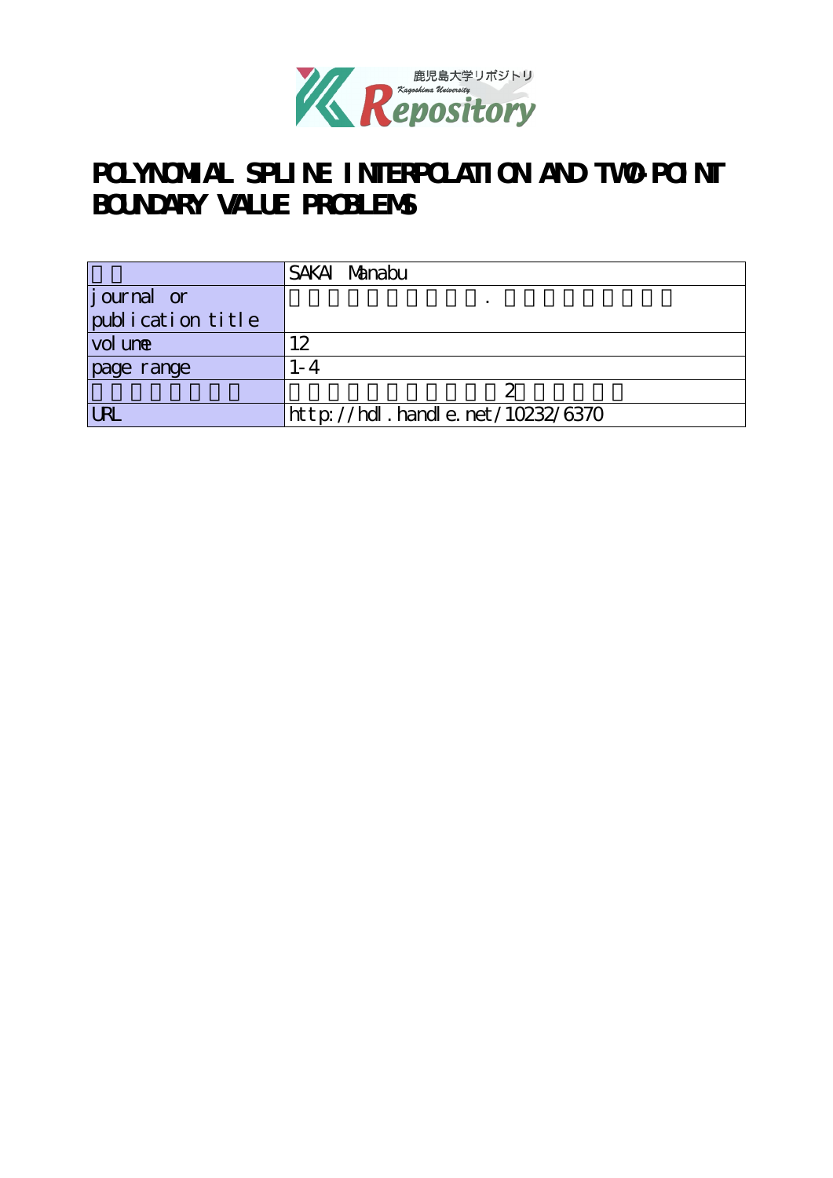鹿児島大学リポジトリ
Kagoshima University
Repository

# POLYNOMIAL SPLINE INTERPOLATION AND TWO-POINT BOUNDARY VALUE PROBLEMS

| 著者 | SAKAI Manabu |
|---|---|
| journal or publication title | 鹿児島大学理学部紀要. 数学・物理学・化学 |
| volume | 12 |
| page range | 1-4 |
| 別言語のタイトル | 多項式スプライン補間と2点境界値問題 |
| URL | http://hdl.handle.net/10232/6370 |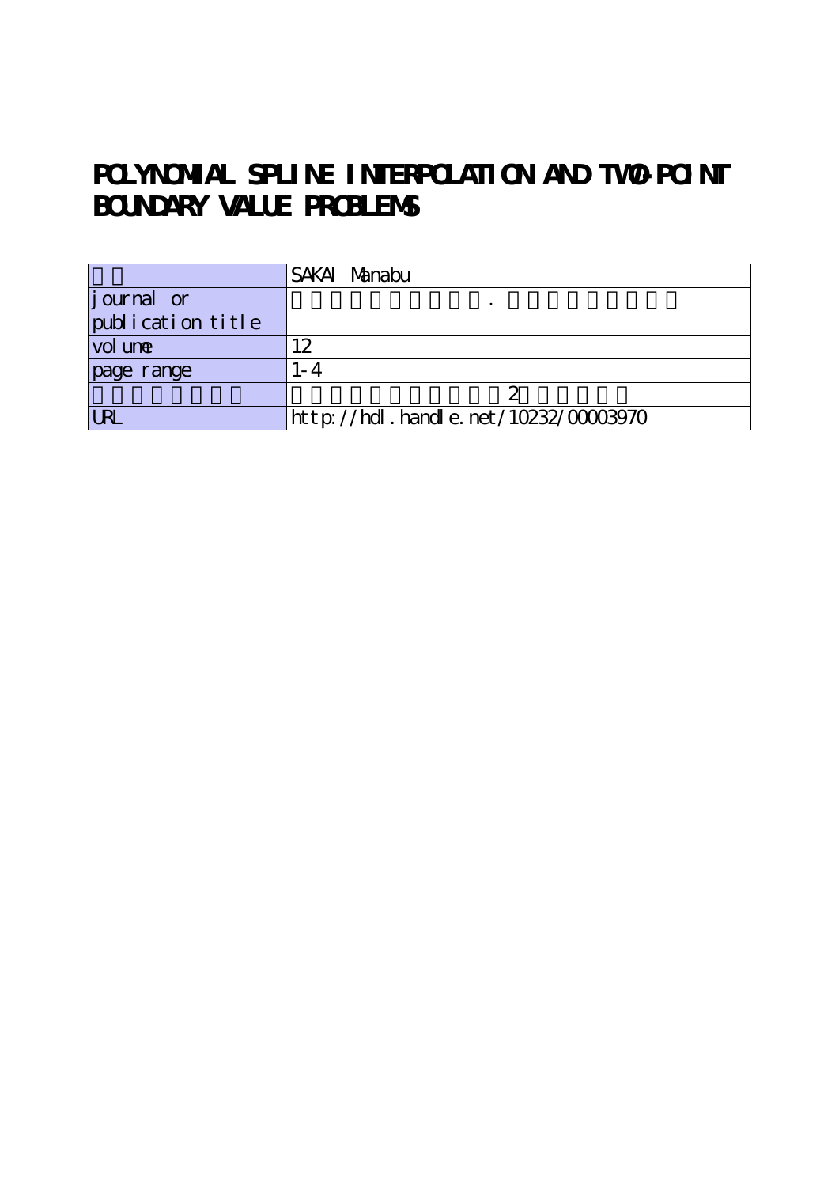# POLYNOMIAL SPLINE INTERPOLATION AND TWO-POINT BOUNDARY VALUE PROBLEMS

| | |
|---|---|
| | SAKAI Manabu |
| journal or publication title | . |
| volume | 12 |
| page range | 1-4 |
| | 2 |
| URL | http://hdl.handle.net/10232/00003970 |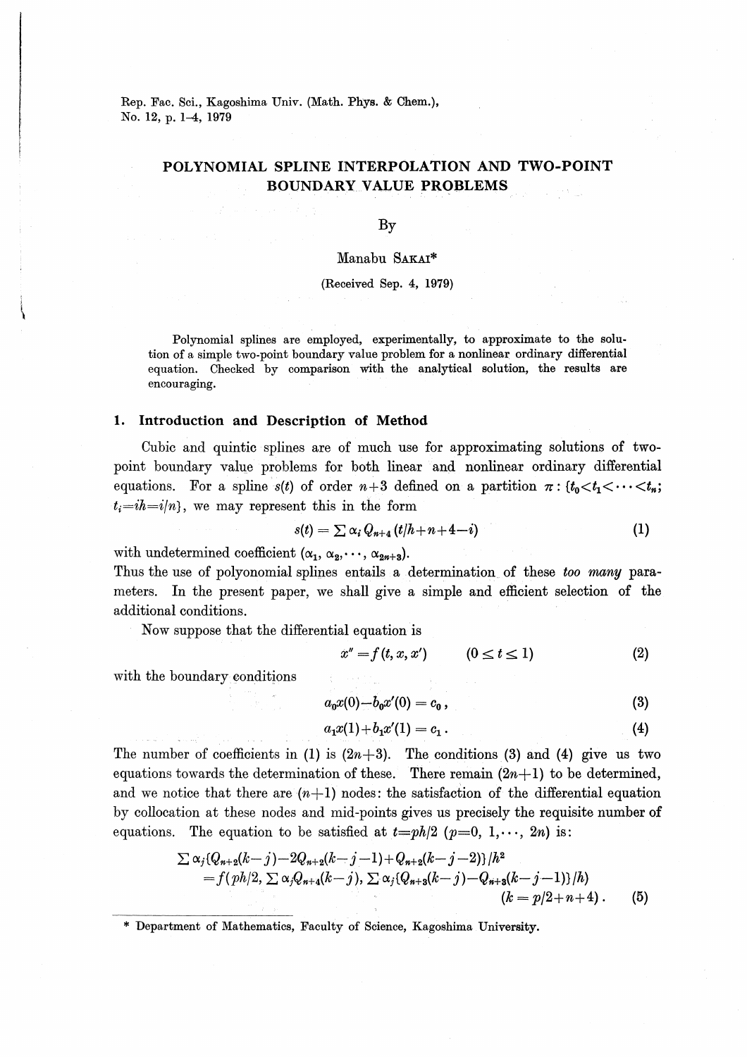Rep. Fac. Sci., Kagoshima Univ. (Math. Phys. & Chem.), No. 12, p. 1–4, 1979

# POLYNOMIAL SPLINE INTERPOLATION AND TWO-POINT BOUNDARY VALUE PROBLEMS

By

Manabu SAKAI*

(Received Sep. 4, 1979)

Polynomial splines are employed, experimentally, to approximate to the solution of a simple two-point boundary value problem for a nonlinear ordinary differential equation. Checked by comparison with the analytical solution, the results are encouraging.

## 1. Introduction and Description of Method

Cubic and quintic splines are of much use for approximating solutions of two-point boundary value problems for both linear and nonlinear ordinary differential equations. For a spline $s(t)$ of order $n+3$ defined on a partition $\pi: \{t_0 < t_1 < \cdots < t_n;\ t_i = ih = i/n\}$, we may represent this in the form

$$s(t) = \sum \alpha_i Q_{n+4}(t/h + n + 4 - i) \tag{1}$$

with undetermined coefficient $(\alpha_1, \alpha_2, \cdots, \alpha_{2n+3})$.
Thus the use of polyonomial splines entails a determination of these *too many* parameters. In the present paper, we shall give a simple and efficient selection of the additional conditions.

Now suppose that the differential equation is

$$x'' = f(t, x, x') \qquad (0 \leq t \leq 1) \tag{2}$$

with the boundary conditions

$$a_0 x(0) - b_0 x'(0) = c_0, \tag{3}$$

$$a_1 x(1) + b_1 x'(1) = c_1. \tag{4}$$

The number of coefficients in (1) is $(2n+3)$. The conditions (3) and (4) give us two equations towards the determination of these. There remain $(2n+1)$ to be determined, and we notice that there are $(n+1)$ nodes: the satisfaction of the differential equation by collocation at these nodes and mid-points gives us precisely the requisite number of equations. The equation to be satisfied at $t = ph/2$ $(p = 0, 1, \cdots, 2n)$ is:

$$\begin{aligned} &\sum \alpha_j \{Q_{n+2}(k-j) - 2Q_{n+2}(k-j-1) + Q_{n+2}(k-j-2)\}/h^2 \\ &\quad = f(ph/2, \sum \alpha_j Q_{n+4}(k-j), \sum \alpha_j \{Q_{n+3}(k-j) - Q_{n+3}(k-j-1)\}/h) \\ &\qquad\qquad\qquad\qquad\qquad\qquad\qquad\qquad (k = p/2 + n + 4). \end{aligned} \tag{5}$$

\* Department of Mathematics, Faculty of Science, Kagoshima University.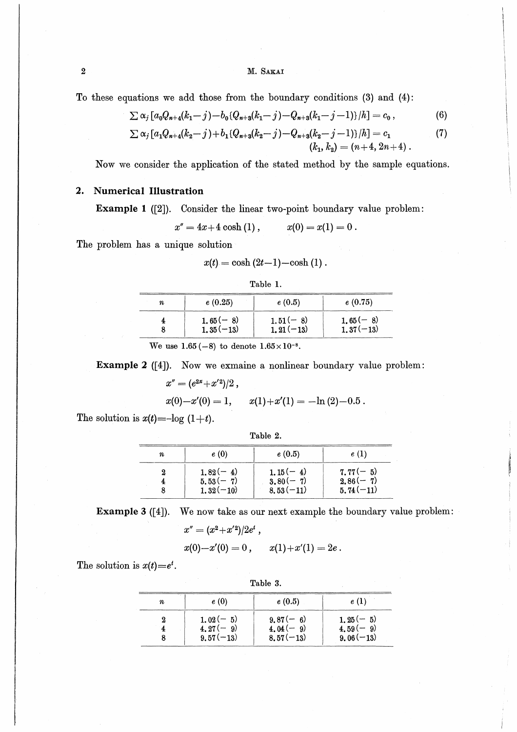To these equations we add those from the boundary conditions (3) and (4):

$$\sum \alpha_j \left[a_0 Q_{n+4}(k_1-j) - b_0\{Q_{n+3}(k_1-j) - Q_{n+3}(k_1-j-1)\}/h\right] = c_0\,, \tag{6}$$

$$\sum \alpha_j \left[a_1 Q_{n+4}(k_2-j) + b_1\{Q_{n+3}(k_2-j) - Q_{n+3}(k_2-j-1)\}/h\right] = c_1 \tag{7}$$

$$(k_1, k_2) = (n+4, 2n+4)\,.$$

Now we consider the application of the stated method by the sample equations.

## 2. Numerical Illustration

**Example 1** ([2]). Consider the linear two-point boundary value problem:

$$x'' = 4x + 4\cosh(1)\,, \qquad x(0) = x(1) = 0\,.$$

The problem has a unique solution

$$x(t) = \cosh(2t-1) - \cosh(1)\,.$$

Table 1.

| $n$ | $e\,(0.25)$ | $e\,(0.5)$ | $e\,(0.75)$ |
|---|---|---|---|
| 4 | 1.65(−8) | 1.51(−8) | 1.65(−8) |
| 8 | 1.35(−13) | 1.21(−13) | 1.37(−13) |

We use 1.65 (−8) to denote $1.65 \times 10^{-8}$.

**Example 2** ([4]). Now we exmaine a nonlinear boundary value problem:

$$x'' = (e^{2x} + x'^2)/2\,,$$

$$x(0) - x'(0) = 1, \qquad x(1) + x'(1) = -\ln(2) - 0.5\,.$$

The solution is $x(t) = -\log(1+t)$.

Table 2.

| $n$ | $e\,(0)$ | $e\,(0.5)$ | $e\,(1)$ |
|---|---|---|---|
| 2 | 1.82(−4) | 1.15(−4) | 7.77(−5) |
| 4 | 5.53(−7) | 3.80(−7) | 2.86(−7) |
| 8 | 1.32(−10) | 8.53(−11) | 5.74(−11) |

**Example 3** ([4]). We now take as our next example the boundary value problem:

$$x'' = (x^2 + x'^2)/2e^t\,,$$

$$x(0) - x'(0) = 0\,, \qquad x(1) + x'(1) = 2e\,.$$

The solution is $x(t) = e^t$.

Table 3.

| $n$ | $e\,(0)$ | $e\,(0.5)$ | $e\,(1)$ |
|---|---|---|---|
| 2 | 1.02(−5) | 9.87(−6) | 1.25(−5) |
| 4 | 4.27(−9) | 4.04(−9) | 4.59(−9) |
| 8 | 9.57(−13) | 8.57(−13) | 9.06(−13) |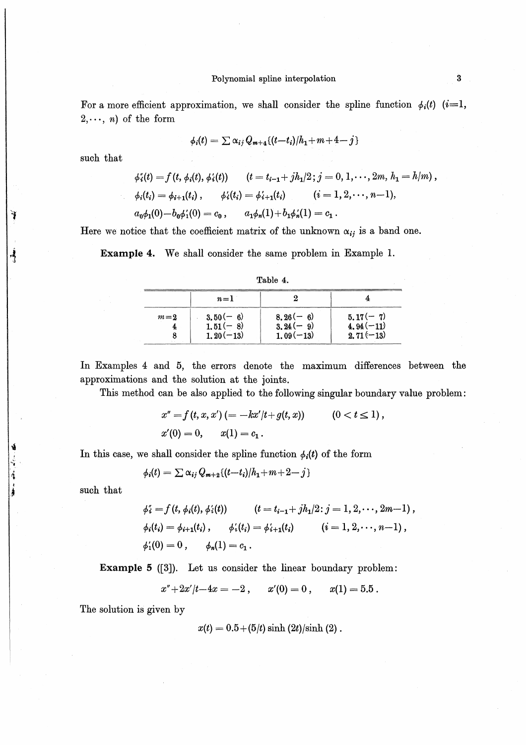For a more efficient approximation, we shall consider the spline function $\phi_i(t)$ ($i=1, 2, \cdots, n$) of the form

$$\phi_i(t) = \sum \alpha_{ij} Q_{m+4}\{(t-t_i)/h_1+m+4-j\}$$

such that

$$\phi_i''(t) = f(t, \phi_i(t), \phi_i'(t)) \qquad (t = t_{i-1}+jh_1/2; j = 0, 1, \cdots, 2m, h_1 = h/m),$$

$$\phi_i(t_i) = \phi_{i+1}(t_i), \qquad \phi_i'(t_i) = \phi_{i+1}'(t_i) \qquad (i = 1, 2, \cdots, n-1),$$

$$a_0\phi_1(0) - b_0\phi_1'(0) = c_0, \qquad a_1\phi_n(1) + b_1\phi_n'(1) = c_1.$$

Here we notice that the coefficient matrix of the unknown $\alpha_{ij}$ is a band one.

**Example 4.** We shall consider the same problem in Example 1.

Table 4.

| | $n=1$ | 2 | 4 |
|---|---|---|---|
| $m=2$ | 3.50(− 6) | 8.26(− 6) | 5.17(− 7) |
| 4 | 1.51(− 8) | 3.24(− 9) | 4.94(−11) |
| 8 | 1.20(−13) | 1.09(−13) | 2.71(−13) |

In Examples 4 and 5, the errors denote the maximum differences between the approximations and the solution at the joints.

This method can be also applied to the following singular boundary value problem:

$$x'' = f(t, x, x') \; (= -kx'/t + g(t, x)) \qquad (0 < t \leq 1),$$

$$x'(0) = 0, \qquad x(1) = c_1.$$

In this case, we shall consider the spline function $\phi_i(t)$ of the form

$$\phi_i(t) = \sum \alpha_{ij} Q_{m+2}\{(t-t_i)/h_1+m+2-j\}$$

such that

$$\phi_i'' = f(t, \phi_i(t), \phi_i'(t)) \qquad (t = t_{i-1}+jh_1/2 : j = 1, 2, \cdots, 2m-1),$$

$$\phi_i(t_i) = \phi_{i+1}(t_i), \qquad \phi_i'(t_i) = \phi_{i+1}'(t_i) \qquad (i = 1, 2, \cdots, n-1),$$

$$\phi_1'(0) = 0, \qquad \phi_n(1) = c_1.$$

**Example 5** ([3]). Let us consider the linear boundary problem:

$$x''+2x'/t-4x = -2, \qquad x'(0) = 0, \qquad x(1) = 5.5.$$

The solution is given by

$$x(t) = 0.5+(5/t)\sinh(2t)/\sinh(2).$$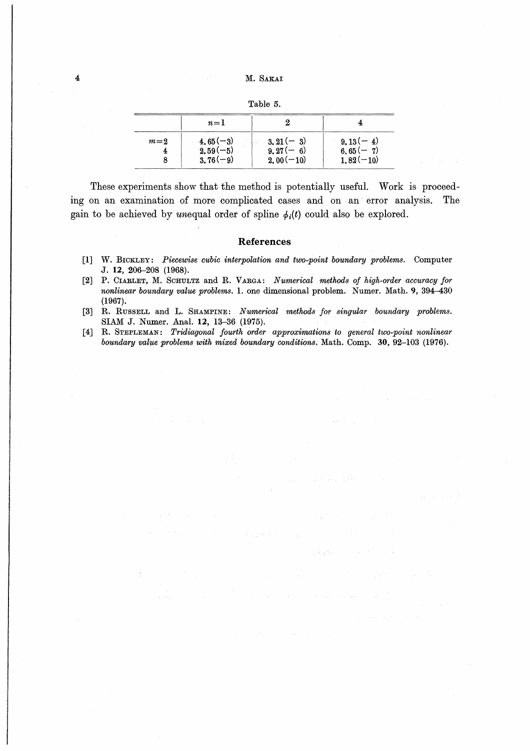Table 5.

| | $n=1$ | 2 | 4 |
|---|---|---|---|
| $m=2$ | 4.65(−3) | 3.21(− 3) | 9.13(− 4) |
| 4 | 2.59(−5) | 9.27(− 6) | 6.65(− 7) |
| 8 | 3.76(−9) | 2.00(−10) | 1.82(−10) |

These experiments show that the method is potentially useful. Work is proceeding on an examination of more complicated cases and on an error analysis. The gain to be achieved by *un*equal order of spline $\phi_i(t)$ could also be explored.

## References

[1] W. Bickley: *Piecewise cubic interpolation and two-point boundary problems.* Computer J. **12**, 206–208 (1968).

[2] P. Ciarlet, M. Schultz and R. Varga: *Numerical methods of high-order accuracy for nonlinear boundary value problems.* 1. one dimensional problem. Numer. Math. **9**, 394–430 (1967).

[3] R. Russell and L. Shampine: *Numerical methods for singular boundary problems.* SIAM J. Numer. Anal. **12**, 13–36 (1975).

[4] R. Stepleman: *Tridiagonal fourth order approximations to general two-point nonlinear boundary value problems with mixed boundary conditions.* Math. Comp. **30**, 92–103 (1976).